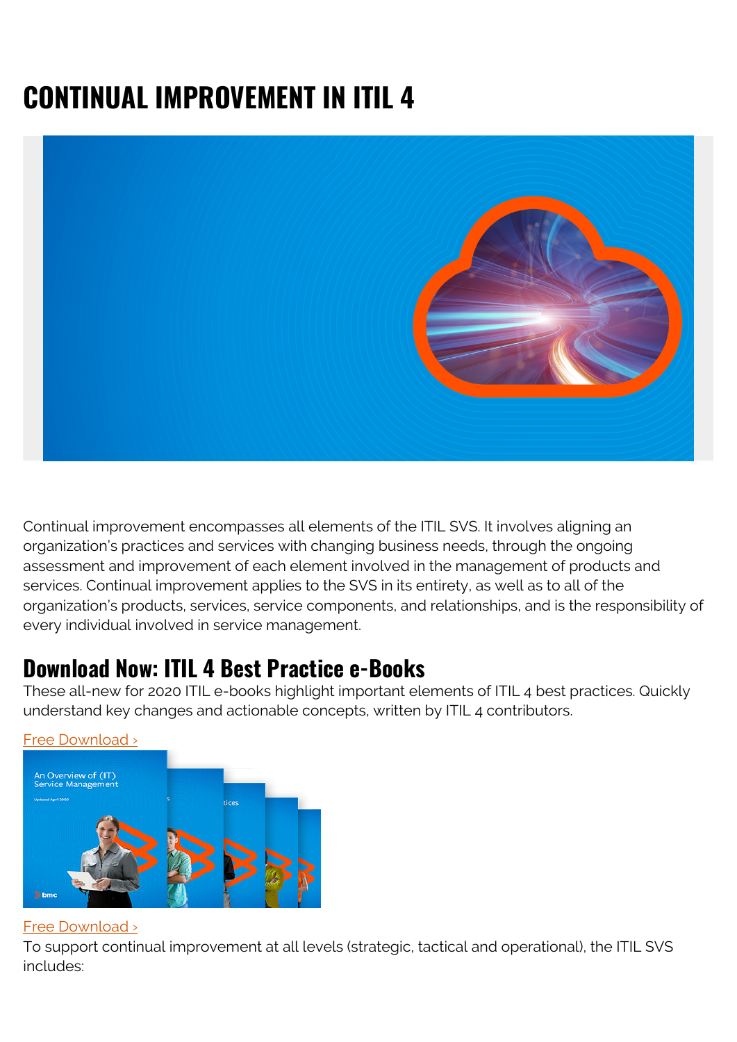# CONTINUAL IMPROVEMENT IN ITIL 4

Continual improvement encompasses all elements of the ITIL SVS. It involves aligning an organization's practices and services with changing business needs, through the ongoing assessment and improvement of each element involved in the management of products and services. Continual improvement applies to the SVS in its entirety, as well as to all of the organization's products, services, service components, and relationships, and is the responsibility of every individual involved in service management.

## Download Now: ITIL 4 Best Practice e-Books

These all-new for 2020 ITIL e-books highlight important elements of ITIL 4 best practices. Quickly understand key changes and actionable concepts, written by ITIL 4 contributors.

Free Download ›

Free Download ›

To support continual improvement at all levels (strategic, tactical and operational), the ITIL SVS includes: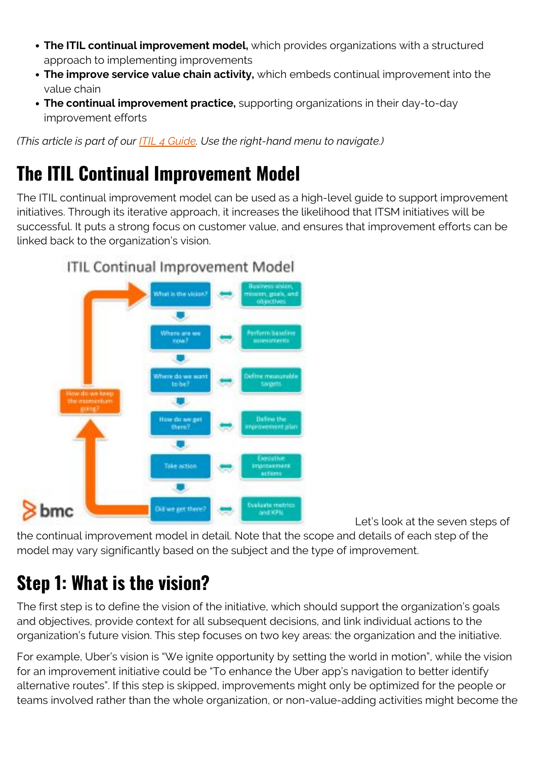- **The ITIL continual improvement model,** which provides organizations with a structured approach to implementing improvements
- **The improve service value chain activity,** which embeds continual improvement into the value chain
- **The continual improvement practice,** supporting organizations in their day-to-day improvement efforts

*(This article is part of our [ITIL 4 Guide](). Use the right-hand menu to navigate.)*

# The ITIL Continual Improvement Model

The ITIL continual improvement model can be used as a high-level guide to support improvement initiatives. Through its iterative approach, it increases the likelihood that ITSM initiatives will be successful. It puts a strong focus on customer value, and ensures that improvement efforts can be linked back to the organization's vision.

Let's look at the seven steps of the continual improvement model in detail. Note that the scope and details of each step of the model may vary significantly based on the subject and the type of improvement.

## Step 1: What is the vision?

The first step is to define the vision of the initiative, which should support the organization's goals and objectives, provide context for all subsequent decisions, and link individual actions to the organization's future vision. This step focuses on two key areas: the organization and the initiative.

For example, Uber's vision is "We ignite opportunity by setting the world in motion", while the vision for an improvement initiative could be "To enhance the Uber app's navigation to better identify alternative routes". If this step is skipped, improvements might only be optimized for the people or teams involved rather than the whole organization, or non-value-adding activities might become the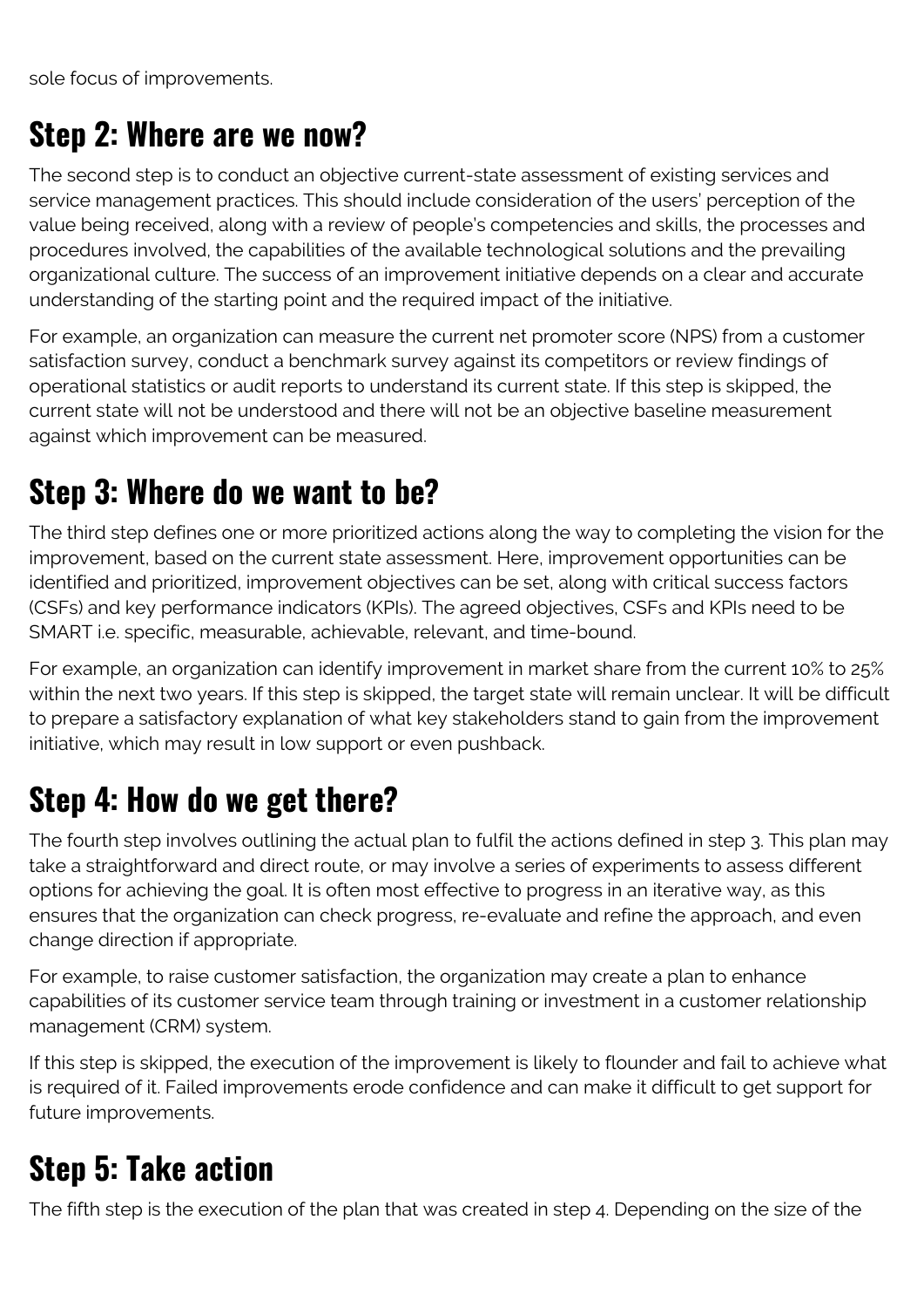sole focus of improvements.

## Step 2: Where are we now?

The second step is to conduct an objective current-state assessment of existing services and service management practices. This should include consideration of the users' perception of the value being received, along with a review of people's competencies and skills, the processes and procedures involved, the capabilities of the available technological solutions and the prevailing organizational culture. The success of an improvement initiative depends on a clear and accurate understanding of the starting point and the required impact of the initiative.

For example, an organization can measure the current net promoter score (NPS) from a customer satisfaction survey, conduct a benchmark survey against its competitors or review findings of operational statistics or audit reports to understand its current state. If this step is skipped, the current state will not be understood and there will not be an objective baseline measurement against which improvement can be measured.

## Step 3: Where do we want to be?

The third step defines one or more prioritized actions along the way to completing the vision for the improvement, based on the current state assessment. Here, improvement opportunities can be identified and prioritized, improvement objectives can be set, along with critical success factors (CSFs) and key performance indicators (KPIs). The agreed objectives, CSFs and KPIs need to be SMART i.e. specific, measurable, achievable, relevant, and time-bound.

For example, an organization can identify improvement in market share from the current 10% to 25% within the next two years. If this step is skipped, the target state will remain unclear. It will be difficult to prepare a satisfactory explanation of what key stakeholders stand to gain from the improvement initiative, which may result in low support or even pushback.

## Step 4: How do we get there?

The fourth step involves outlining the actual plan to fulfil the actions defined in step 3. This plan may take a straightforward and direct route, or may involve a series of experiments to assess different options for achieving the goal. It is often most effective to progress in an iterative way, as this ensures that the organization can check progress, re-evaluate and refine the approach, and even change direction if appropriate.

For example, to raise customer satisfaction, the organization may create a plan to enhance capabilities of its customer service team through training or investment in a customer relationship management (CRM) system.

If this step is skipped, the execution of the improvement is likely to flounder and fail to achieve what is required of it. Failed improvements erode confidence and can make it difficult to get support for future improvements.

## Step 5: Take action

The fifth step is the execution of the plan that was created in step 4. Depending on the size of the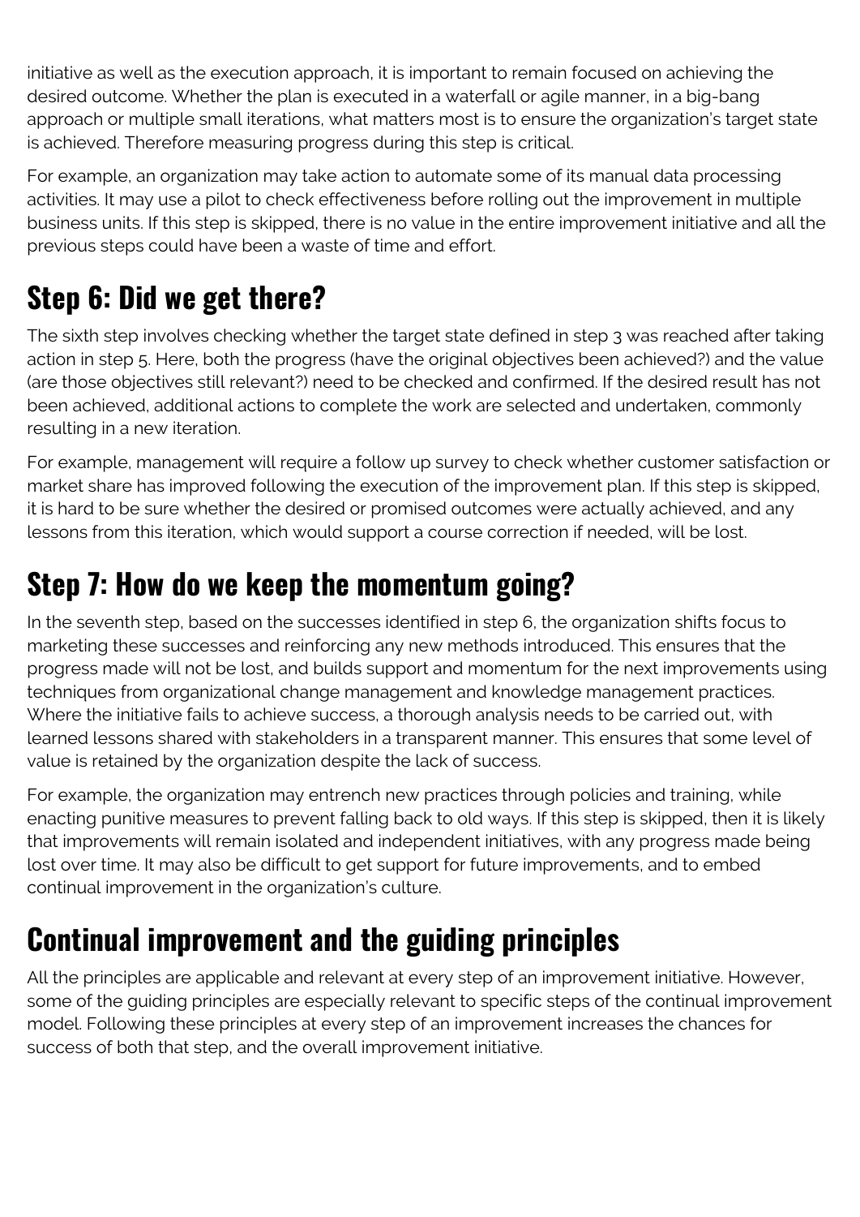initiative as well as the execution approach, it is important to remain focused on achieving the desired outcome. Whether the plan is executed in a waterfall or agile manner, in a big-bang approach or multiple small iterations, what matters most is to ensure the organization's target state is achieved. Therefore measuring progress during this step is critical.

For example, an organization may take action to automate some of its manual data processing activities. It may use a pilot to check effectiveness before rolling out the improvement in multiple business units. If this step is skipped, there is no value in the entire improvement initiative and all the previous steps could have been a waste of time and effort.

## Step 6: Did we get there?

The sixth step involves checking whether the target state defined in step 3 was reached after taking action in step 5. Here, both the progress (have the original objectives been achieved?) and the value (are those objectives still relevant?) need to be checked and confirmed. If the desired result has not been achieved, additional actions to complete the work are selected and undertaken, commonly resulting in a new iteration.

For example, management will require a follow up survey to check whether customer satisfaction or market share has improved following the execution of the improvement plan. If this step is skipped, it is hard to be sure whether the desired or promised outcomes were actually achieved, and any lessons from this iteration, which would support a course correction if needed, will be lost.

## Step 7: How do we keep the momentum going?

In the seventh step, based on the successes identified in step 6, the organization shifts focus to marketing these successes and reinforcing any new methods introduced. This ensures that the progress made will not be lost, and builds support and momentum for the next improvements using techniques from organizational change management and knowledge management practices. Where the initiative fails to achieve success, a thorough analysis needs to be carried out, with learned lessons shared with stakeholders in a transparent manner. This ensures that some level of value is retained by the organization despite the lack of success.

For example, the organization may entrench new practices through policies and training, while enacting punitive measures to prevent falling back to old ways. If this step is skipped, then it is likely that improvements will remain isolated and independent initiatives, with any progress made being lost over time. It may also be difficult to get support for future improvements, and to embed continual improvement in the organization's culture.

## Continual improvement and the guiding principles

All the principles are applicable and relevant at every step of an improvement initiative. However, some of the guiding principles are especially relevant to specific steps of the continual improvement model. Following these principles at every step of an improvement increases the chances for success of both that step, and the overall improvement initiative.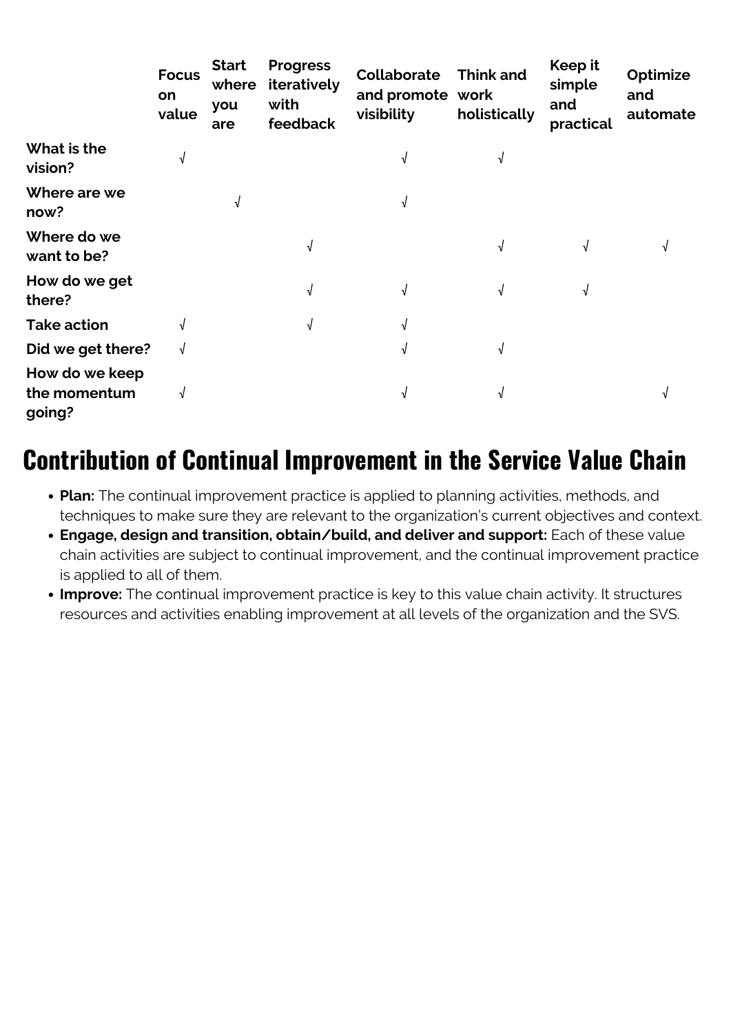| | Focus on value | Start where you are | Progress iteratively with feedback | Collaborate and promote visibility | Think and work holistically | Keep it simple and practical | Optimize and automate |
|---|---|---|---|---|---|---|---|
| **What is the vision?** | √ | | | √ | √ | | |
| **Where are we now?** | | √ | | √ | | | |
| **Where do we want to be?** | | | √ | | √ | √ | √ |
| **How do we get there?** | | | √ | √ | √ | √ | |
| **Take action** | √ | | √ | √ | | | |
| **Did we get there?** | √ | | | √ | √ | | |
| **How do we keep the momentum going?** | √ | | | √ | √ | | √ |

## Contribution of Continual Improvement in the Service Value Chain

- **Plan:** The continual improvement practice is applied to planning activities, methods, and techniques to make sure they are relevant to the organization's current objectives and context.
- **Engage, design and transition, obtain/build, and deliver and support:** Each of these value chain activities are subject to continual improvement, and the continual improvement practice is applied to all of them.
- **Improve:** The continual improvement practice is key to this value chain activity. It structures resources and activities enabling improvement at all levels of the organization and the SVS.